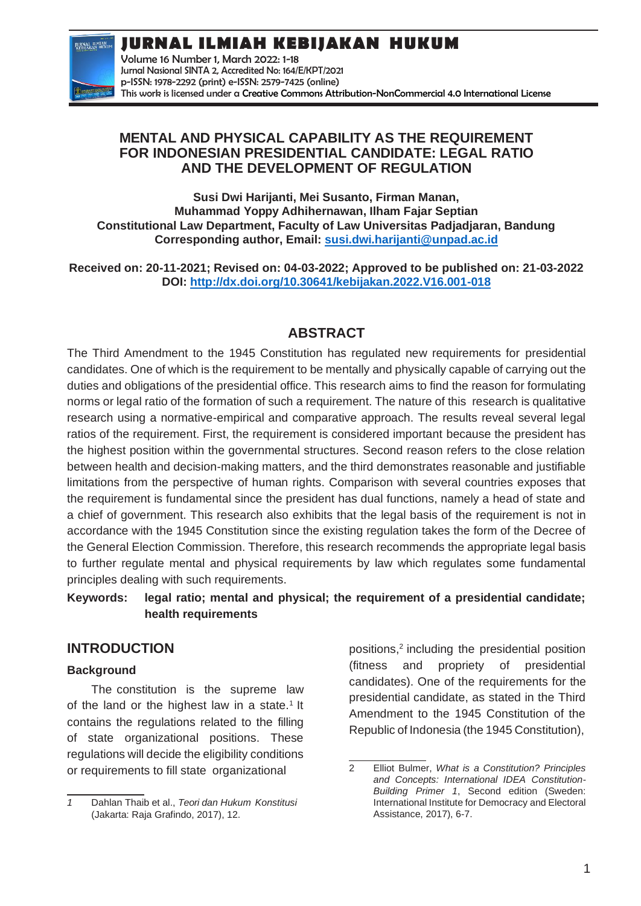# MENTAL AND PHYSICAL CAPABILITY AS THE REQUIREMENT FOR INDONESIAN PRESIDENTIAL CANDIDATE: LEGAL RATIO AND THE DEVELOPMENT OF REGULATION

**Susi Dwi Harijanti, Mei Susanto, Firman Manan, Muhammad Yoppy Adhihernawan, Ilham Fajar Septian**
**Constitutional Law Department, Faculty of Law Universitas Padjadjaran, Bandung**
**Corresponding author, Email: susi.dwi.harijanti@unpad.ac.id**

**Received on: 20-11-2021; Revised on: 04-03-2022; Approved to be published on: 21-03-2022**
**DOI: http://dx.doi.org/10.30641/kebijakan.2022.V16.001-018**

## ABSTRACT

The Third Amendment to the 1945 Constitution has regulated new requirements for presidential candidates. One of which is the requirement to be mentally and physically capable of carrying out the duties and obligations of the presidential office. This research aims to find the reason for formulating norms or legal ratio of the formation of such a requirement. The nature of this research is qualitative research using a normative-empirical and comparative approach. The results reveal several legal ratios of the requirement. First, the requirement is considered important because the president has the highest position within the governmental structures. Second reason refers to the close relation between health and decision-making matters, and the third demonstrates reasonable and justifiable limitations from the perspective of human rights. Comparison with several countries exposes that the requirement is fundamental since the president has dual functions, namely a head of state and a chief of government. This research also exhibits that the legal basis of the requirement is not in accordance with the 1945 Constitution since the existing regulation takes the form of the Decree of the General Election Commission. Therefore, this research recommends the appropriate legal basis to further regulate mental and physical requirements by law which regulates some fundamental principles dealing with such requirements.

**Keywords: legal ratio; mental and physical; the requirement of a presidential candidate; health requirements**

## INTRODUCTION

### Background

The constitution is the supreme law of the land or the highest law in a state.[1] It contains the regulations related to the filling of state organizational positions. These regulations will decide the eligibility conditions or requirements to fill state organizational positions,[2] including the presidential position (fitness and propriety of presidential candidates). One of the requirements for the presidential candidate, as stated in the Third Amendment to the 1945 Constitution of the Republic of Indonesia (the 1945 Constitution),

1 Dahlan Thaib et al., *Teori dan Hukum Konstitusi* (Jakarta: Raja Grafindo, 2017), 12.

2 Elliot Bulmer, *What is a Constitution? Principles and Concepts: International IDEA Constitution-Building Primer 1*, Second edition (Sweden: International Institute for Democracy and Electoral Assistance, 2017), 6-7.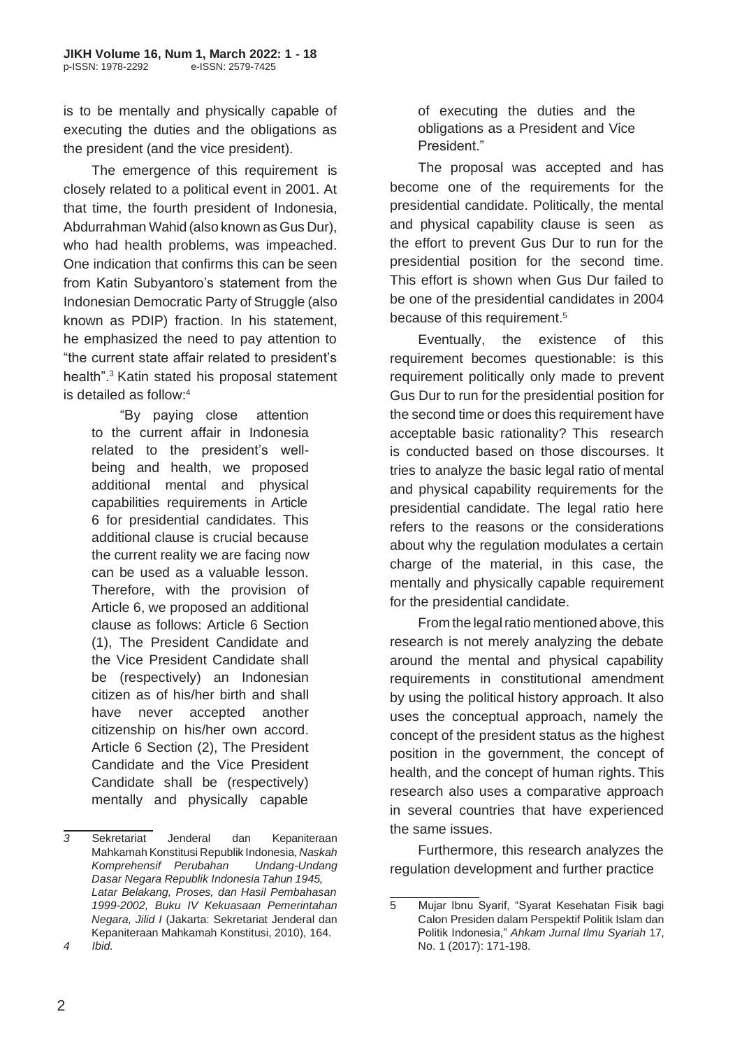is to be mentally and physically capable of executing the duties and the obligations as the president (and the vice president).

The emergence of this requirement is closely related to a political event in 2001. At that time, the fourth president of Indonesia, Abdurrahman Wahid (also known as Gus Dur), who had health problems, was impeached. One indication that confirms this can be seen from Katin Subyantoro's statement from the Indonesian Democratic Party of Struggle (also known as PDIP) fraction. In his statement, he emphasized the need to pay attention to "the current state affair related to president's health".[3] Katin stated his proposal statement is detailed as follow:[4]

> "By paying close attention to the current affair in Indonesia related to the president's well-being and health, we proposed additional mental and physical capabilities requirements in Article 6 for presidential candidates. This additional clause is crucial because the current reality we are facing now can be used as a valuable lesson. Therefore, with the provision of Article 6, we proposed an additional clause as follows: Article 6 Section (1), The President Candidate and the Vice President Candidate shall be (respectively) an Indonesian citizen as of his/her birth and shall have never accepted another citizenship on his/her own accord. Article 6 Section (2), The President Candidate and the Vice President Candidate shall be (respectively) mentally and physically capable of executing the duties and the obligations as a President and Vice President."

The proposal was accepted and has become one of the requirements for the presidential candidate. Politically, the mental and physical capability clause is seen as the effort to prevent Gus Dur to run for the presidential position for the second time. This effort is shown when Gus Dur failed to be one of the presidential candidates in 2004 because of this requirement.[5]

Eventually, the existence of this requirement becomes questionable: is this requirement politically only made to prevent Gus Dur to run for the presidential position for the second time or does this requirement have acceptable basic rationality? This research is conducted based on those discourses. It tries to analyze the basic legal ratio of mental and physical capability requirements for the presidential candidate. The legal ratio here refers to the reasons or the considerations about why the regulation modulates a certain charge of the material, in this case, the mentally and physically capable requirement for the presidential candidate.

From the legal ratio mentioned above, this research is not merely analyzing the debate around the mental and physical capability requirements in constitutional amendment by using the political history approach. It also uses the conceptual approach, namely the concept of the president status as the highest position in the government, the concept of health, and the concept of human rights. This research also uses a comparative approach in several countries that have experienced the same issues.

Furthermore, this research analyzes the regulation development and further practice

---

3 Sekretariat Jenderal dan Kepaniteraan Mahkamah Konstitusi Republik Indonesia, *Naskah Komprehensif Perubahan Undang-Undang Dasar Negara Republik Indonesia Tahun 1945, Latar Belakang, Proses, dan Hasil Pembahasan 1999-2002, Buku IV Kekuasaan Pemerintahan Negara, Jilid I* (Jakarta: Sekretariat Jenderal dan Kepaniteraan Mahkamah Konstitusi, 2010), 164.

4 *Ibid.*

5 Mujar Ibnu Syarif, "Syarat Kesehatan Fisik bagi Calon Presiden dalam Perspektif Politik Islam dan Politik Indonesia," *Ahkam Jurnal Ilmu Syariah* 17, No. 1 (2017): 171-198.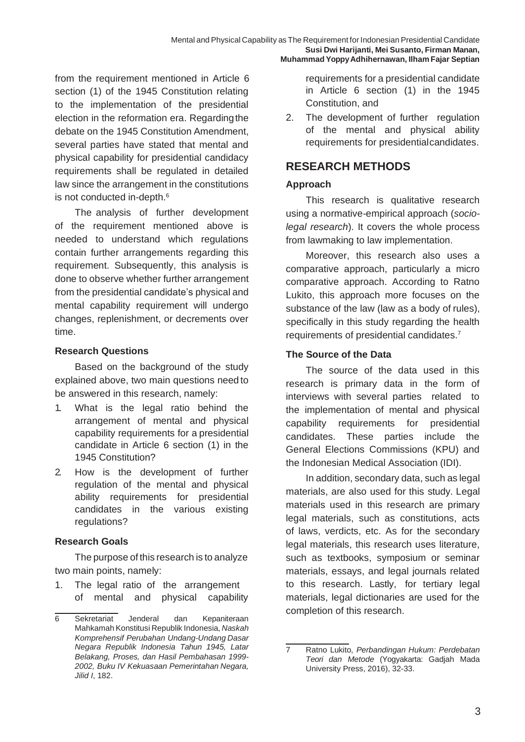from the requirement mentioned in Article 6 section (1) of the 1945 Constitution relating to the implementation of the presidential election in the reformation era. Regarding the debate on the 1945 Constitution Amendment, several parties have stated that mental and physical capability for presidential candidacy requirements shall be regulated in detailed law since the arrangement in the constitutions is not conducted in-depth.[6]

The analysis of further development of the requirement mentioned above is needed to understand which regulations contain further arrangements regarding this requirement. Subsequently, this analysis is done to observe whether further arrangement from the presidential candidate's physical and mental capability requirement will undergo changes, replenishment, or decrements over time.

### Research Questions

Based on the background of the study explained above, two main questions need to be answered in this research, namely:

1. What is the legal ratio behind the arrangement of mental and physical capability requirements for a presidential candidate in Article 6 section (1) in the 1945 Constitution?
2. How is the development of further regulation of the mental and physical ability requirements for presidential candidates in the various existing regulations?

### Research Goals

The purpose of this research is to analyze two main points, namely:

1. The legal ratio of the arrangement of mental and physical capability requirements for a presidential candidate in Article 6 section (1) in the 1945 Constitution, and
2. The development of further regulation of the mental and physical ability requirements for presidential candidates.

## RESEARCH METHODS

### Approach

This research is qualitative research using a normative-empirical approach (*socio-legal research*). It covers the whole process from lawmaking to law implementation.

Moreover, this research also uses a comparative approach, particularly a micro comparative approach. According to Ratno Lukito, this approach more focuses on the substance of the law (law as a body of rules), specifically in this study regarding the health requirements of presidential candidates.[7]

### The Source of the Data

The source of the data used in this research is primary data in the form of interviews with several parties related to the implementation of mental and physical capability requirements for presidential candidates. These parties include the General Elections Commissions (KPU) and the Indonesian Medical Association (IDI).

In addition, secondary data, such as legal materials, are also used for this study. Legal materials used in this research are primary legal materials, such as constitutions, acts of laws, verdicts, etc. As for the secondary legal materials, this research uses literature, such as textbooks, symposium or seminar materials, essays, and legal journals related to this research. Lastly, for tertiary legal materials, legal dictionaries are used for the completion of this research.

---

6 Sekretariat Jenderal dan Kepaniteraan Mahkamah Konstitusi Republik Indonesia, *Naskah Komprehensif Perubahan Undang-Undang Dasar Negara Republik Indonesia Tahun 1945, Latar Belakang, Proses, dan Hasil Pembahasan 1999-2002, Buku IV Kekuasaan Pemerintahan Negara, Jilid I*, 182.

7 Ratno Lukito, *Perbandingan Hukum: Perdebatan Teori dan Metode* (Yogyakarta: Gadjah Mada University Press, 2016), 32-33.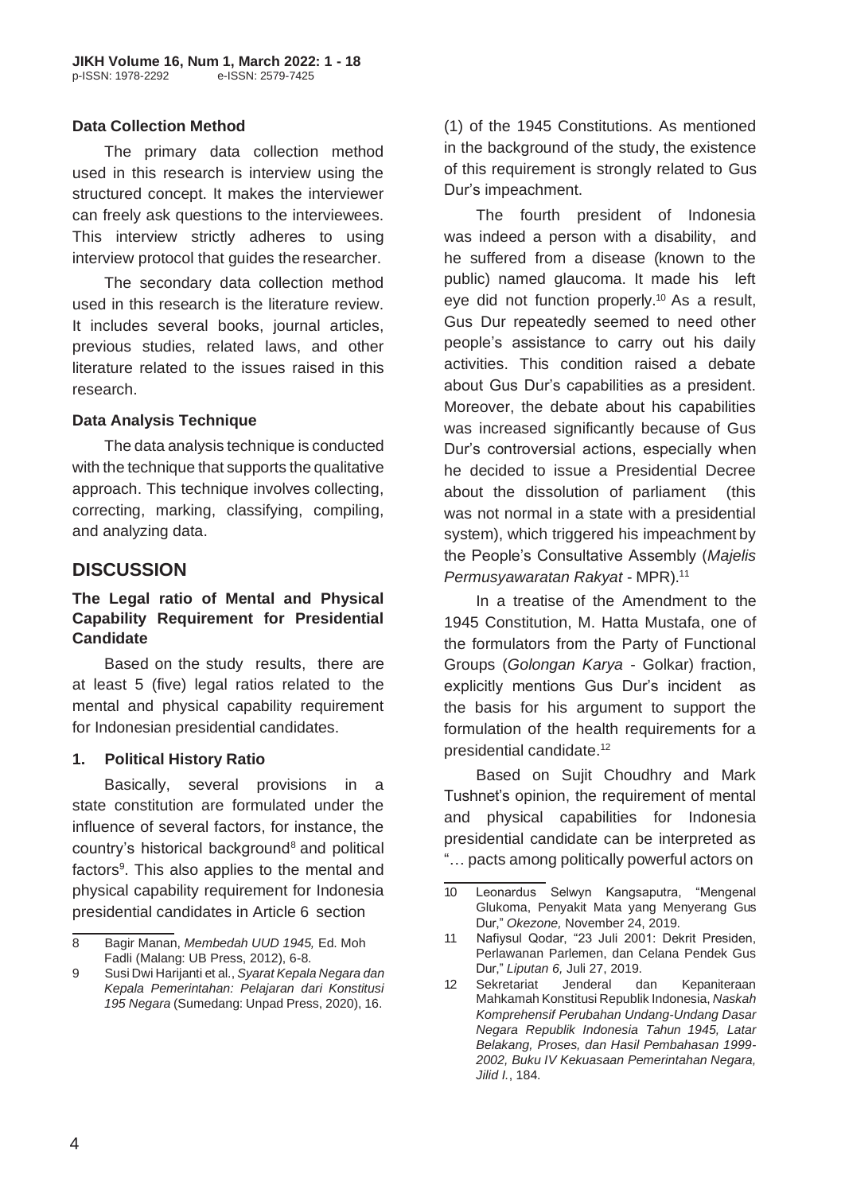### Data Collection Method

The primary data collection method used in this research is interview using the structured concept. It makes the interviewer can freely ask questions to the interviewees. This interview strictly adheres to using interview protocol that guides the researcher.

The secondary data collection method used in this research is the literature review. It includes several books, journal articles, previous studies, related laws, and other literature related to the issues raised in this research.

### Data Analysis Technique

The data analysis technique is conducted with the technique that supports the qualitative approach. This technique involves collecting, correcting, marking, classifying, compiling, and analyzing data.

## DISCUSSION

### The Legal ratio of Mental and Physical Capability Requirement for Presidential Candidate

Based on the study results, there are at least 5 (five) legal ratios related to the mental and physical capability requirement for Indonesian presidential candidates.

#### 1. Political History Ratio

Basically, several provisions in a state constitution are formulated under the influence of several factors, for instance, the country's historical background[8] and political factors[9]. This also applies to the mental and physical capability requirement for Indonesia presidential candidates in Article 6 section (1) of the 1945 Constitutions. As mentioned in the background of the study, the existence of this requirement is strongly related to Gus Dur's impeachment.

The fourth president of Indonesia was indeed a person with a disability, and he suffered from a disease (known to the public) named glaucoma. It made his left eye did not function properly.[10] As a result, Gus Dur repeatedly seemed to need other people's assistance to carry out his daily activities. This condition raised a debate about Gus Dur's capabilities as a president. Moreover, the debate about his capabilities was increased significantly because of Gus Dur's controversial actions, especially when he decided to issue a Presidential Decree about the dissolution of parliament (this was not normal in a state with a presidential system), which triggered his impeachment by the People's Consultative Assembly (*Majelis Permusyawaratan Rakyat* - MPR).[11]

In a treatise of the Amendment to the 1945 Constitution, M. Hatta Mustafa, one of the formulators from the Party of Functional Groups (*Golongan Karya* - Golkar) fraction, explicitly mentions Gus Dur's incident as the basis for his argument to support the formulation of the health requirements for a presidential candidate.[12]

Based on Sujit Choudhry and Mark Tushnet's opinion, the requirement of mental and physical capabilities for Indonesia presidential candidate can be interpreted as "… pacts among politically powerful actors on

---

8 Bagir Manan, *Membedah UUD 1945,* Ed. Moh Fadli (Malang: UB Press, 2012), 6-8.

9 Susi Dwi Harijanti et al., *Syarat Kepala Negara dan Kepala Pemerintahan: Pelajaran dari Konstitusi 195 Negara* (Sumedang: Unpad Press, 2020), 16.

10 Leonardus Selwyn Kangsaputra, "Mengenal Glukoma, Penyakit Mata yang Menyerang Gus Dur," *Okezone,* November 24, 2019.

11 Nafiysul Qodar, "23 Juli 2001: Dekrit Presiden, Perlawanan Parlemen, dan Celana Pendek Gus Dur," *Liputan 6,* Juli 27, 2019.

12 Sekretariat Jenderal dan Kepaniteraan Mahkamah Konstitusi Republik Indonesia, *Naskah Komprehensif Perubahan Undang-Undang Dasar Negara Republik Indonesia Tahun 1945, Latar Belakang, Proses, dan Hasil Pembahasan 1999-2002, Buku IV Kekuasaan Pemerintahan Negara, Jilid I.*, 184.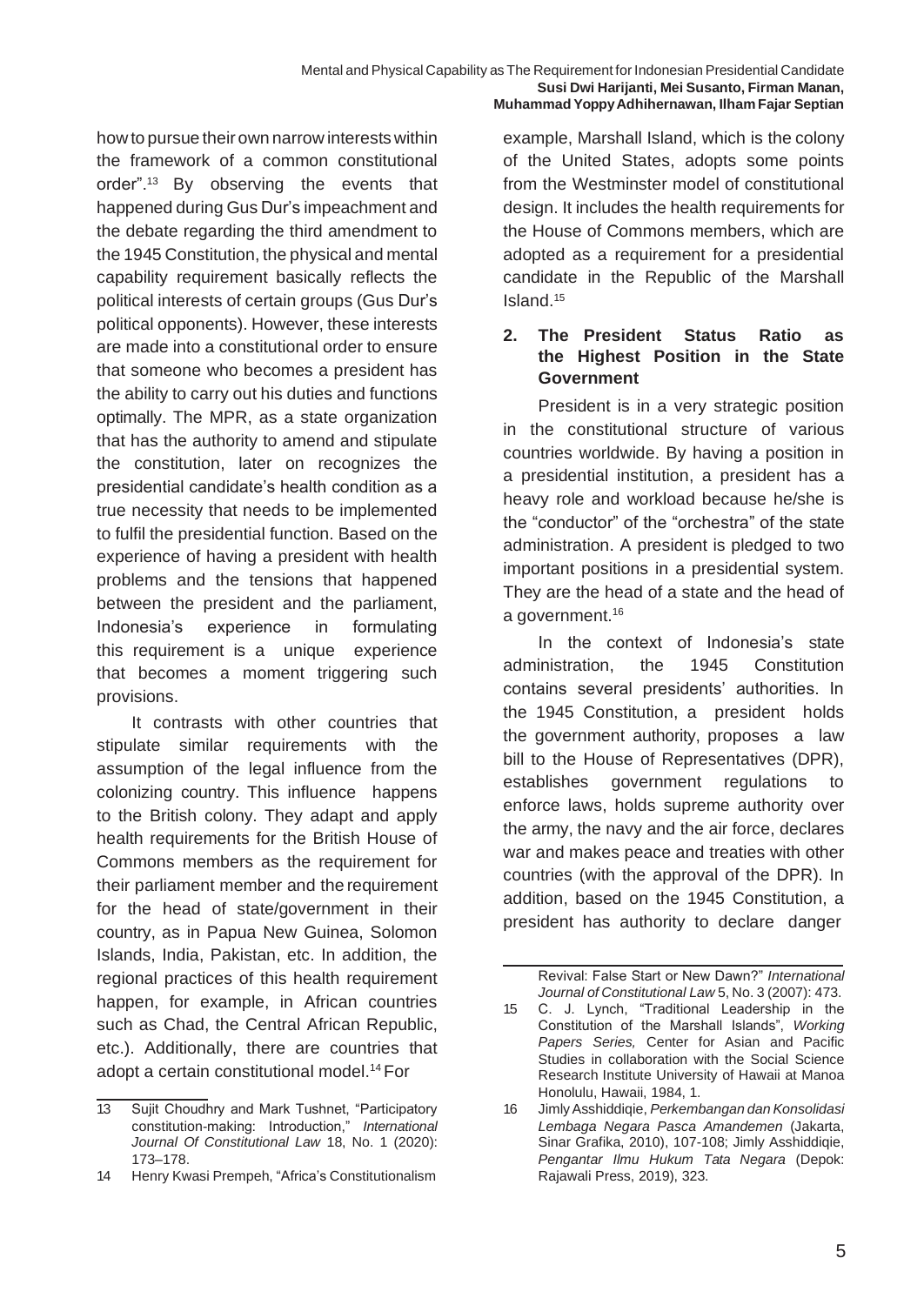how to pursue their own narrow interests within the framework of a common constitutional order".[13] By observing the events that happened during Gus Dur's impeachment and the debate regarding the third amendment to the 1945 Constitution, the physical and mental capability requirement basically reflects the political interests of certain groups (Gus Dur's political opponents). However, these interests are made into a constitutional order to ensure that someone who becomes a president has the ability to carry out his duties and functions optimally. The MPR, as a state organization that has the authority to amend and stipulate the constitution, later on recognizes the presidential candidate's health condition as a true necessity that needs to be implemented to fulfil the presidential function. Based on the experience of having a president with health problems and the tensions that happened between the president and the parliament, Indonesia's experience in formulating this requirement is a unique experience that becomes a moment triggering such provisions.

It contrasts with other countries that stipulate similar requirements with the assumption of the legal influence from the colonizing country. This influence happens to the British colony. They adapt and apply health requirements for the British House of Commons members as the requirement for their parliament member and the requirement for the head of state/government in their country, as in Papua New Guinea, Solomon Islands, India, Pakistan, etc. In addition, the regional practices of this health requirement happen, for example, in African countries such as Chad, the Central African Republic, etc.). Additionally, there are countries that adopt a certain constitutional model.[14] For example, Marshall Island, which is the colony of the United States, adopts some points from the Westminster model of constitutional design. It includes the health requirements for the House of Commons members, which are adopted as a requirement for a presidential candidate in the Republic of the Marshall Island.[15]

## 2. The President Status Ratio as the Highest Position in the State Government

President is in a very strategic position in the constitutional structure of various countries worldwide. By having a position in a presidential institution, a president has a heavy role and workload because he/she is the "conductor" of the "orchestra" of the state administration. A president is pledged to two important positions in a presidential system. They are the head of a state and the head of a government.[16]

In the context of Indonesia's state administration, the 1945 Constitution contains several presidents' authorities. In the 1945 Constitution, a president holds the government authority, proposes a law bill to the House of Representatives (DPR), establishes government regulations to enforce laws, holds supreme authority over the army, the navy and the air force, declares war and makes peace and treaties with other countries (with the approval of the DPR). In addition, based on the 1945 Constitution, a president has authority to declare danger

---

13 Sujit Choudhry and Mark Tushnet, "Participatory constitution-making: Introduction," *International Journal Of Constitutional Law* 18, No. 1 (2020): 173–178.

14 Henry Kwasi Prempeh, "Africa's Constitutionalism Revival: False Start or New Dawn?" *International Journal of Constitutional Law* 5, No. 3 (2007): 473.

15 C. J. Lynch, "Traditional Leadership in the Constitution of the Marshall Islands", *Working Papers Series,* Center for Asian and Pacific Studies in collaboration with the Social Science Research Institute University of Hawaii at Manoa Honolulu, Hawaii, 1984, 1.

16 Jimly Asshiddiqie, *Perkembangan dan Konsolidasi Lembaga Negara Pasca Amandemen* (Jakarta, Sinar Grafika, 2010), 107-108; Jimly Asshiddiqie, *Pengantar Ilmu Hukum Tata Negara* (Depok: Rajawali Press, 2019), 323.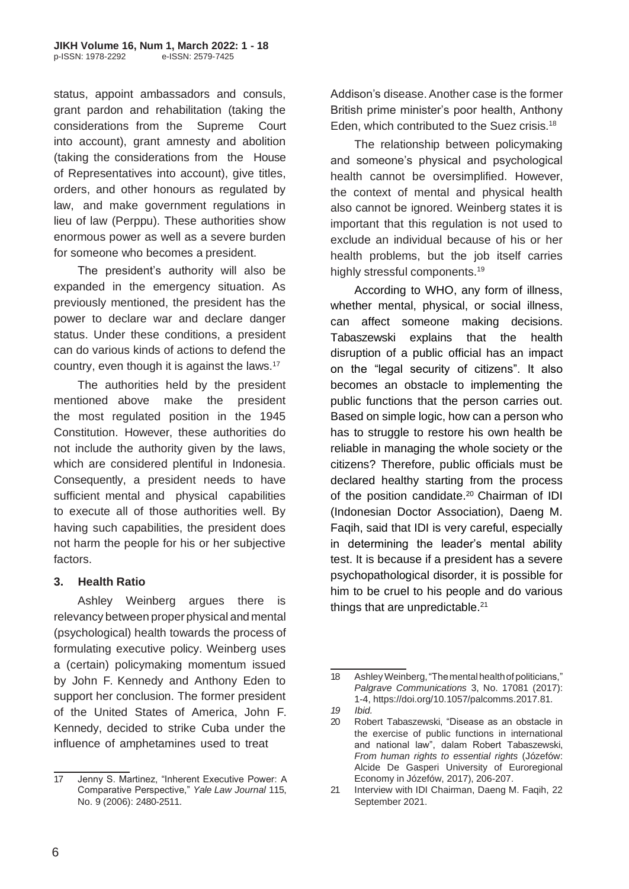status, appoint ambassadors and consuls, grant pardon and rehabilitation (taking the considerations from the Supreme Court into account), grant amnesty and abolition (taking the considerations from the House of Representatives into account), give titles, orders, and other honours as regulated by law, and make government regulations in lieu of law (Perppu). These authorities show enormous power as well as a severe burden for someone who becomes a president.

The president's authority will also be expanded in the emergency situation. As previously mentioned, the president has the power to declare war and declare danger status. Under these conditions, a president can do various kinds of actions to defend the country, even though it is against the laws.[17]

The authorities held by the president mentioned above make the president the most regulated position in the 1945 Constitution. However, these authorities do not include the authority given by the laws, which are considered plentiful in Indonesia. Consequently, a president needs to have sufficient mental and physical capabilities to execute all of those authorities well. By having such capabilities, the president does not harm the people for his or her subjective factors.

### 3. Health Ratio

Ashley Weinberg argues there is relevancy between proper physical and mental (psychological) health towards the process of formulating executive policy. Weinberg uses a (certain) policymaking momentum issued by John F. Kennedy and Anthony Eden to support her conclusion. The former president of the United States of America, John F. Kennedy, decided to strike Cuba under the influence of amphetamines used to treat Addison's disease. Another case is the former British prime minister's poor health, Anthony Eden, which contributed to the Suez crisis.[18]

The relationship between policymaking and someone's physical and psychological health cannot be oversimplified. However, the context of mental and physical health also cannot be ignored. Weinberg states it is important that this regulation is not used to exclude an individual because of his or her health problems, but the job itself carries highly stressful components.[19]

According to WHO, any form of illness, whether mental, physical, or social illness, can affect someone making decisions. Tabaszewski explains that the health disruption of a public official has an impact on the "legal security of citizens". It also becomes an obstacle to implementing the public functions that the person carries out. Based on simple logic, how can a person who has to struggle to restore his own health be reliable in managing the whole society or the citizens? Therefore, public officials must be declared healthy starting from the process of the position candidate.[20] Chairman of IDI (Indonesian Doctor Association), Daeng M. Faqih, said that IDI is very careful, especially in determining the leader's mental ability test. It is because if a president has a severe psychopathological disorder, it is possible for him to be cruel to his people and do various things that are unpredictable.[21]

---

17 Jenny S. Martinez, "Inherent Executive Power: A Comparative Perspective," *Yale Law Journal* 115, No. 9 (2006): 2480-2511.

18 Ashley Weinberg, "The mental health of politicians," *Palgrave Communications* 3, No. 17081 (2017): 1-4, https://doi.org/10.1057/palcomms.2017.81.

*19 Ibid.*

20 Robert Tabaszewski, "Disease as an obstacle in the exercise of public functions in international and national law", dalam Robert Tabaszewski, *From human rights to essential rights* (Józefów: Alcide De Gasperi University of Euroregional Economy in Józefów, 2017), 206-207.

21 Interview with IDI Chairman, Daeng M. Faqih, 22 September 2021.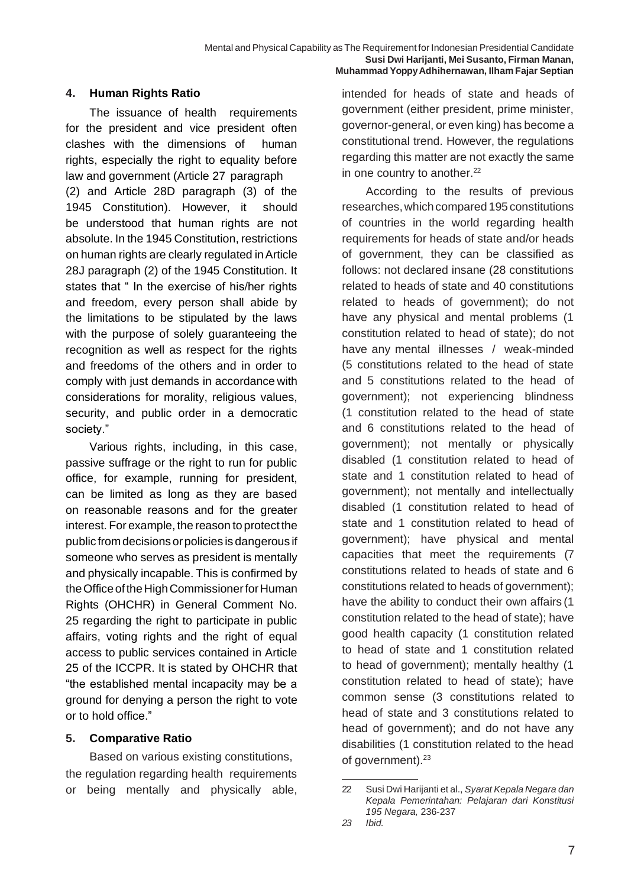## 4. Human Rights Ratio

The issuance of health requirements for the president and vice president often clashes with the dimensions of human rights, especially the right to equality before law and government (Article 27 paragraph (2) and Article 28D paragraph (3) of the 1945 Constitution). However, it should be understood that human rights are not absolute. In the 1945 Constitution, restrictions on human rights are clearly regulated in Article 28J paragraph (2) of the 1945 Constitution. It states that " In the exercise of his/her rights and freedom, every person shall abide by the limitations to be stipulated by the laws with the purpose of solely guaranteeing the recognition as well as respect for the rights and freedoms of the others and in order to comply with just demands in accordance with considerations for morality, religious values, security, and public order in a democratic society."

Various rights, including, in this case, passive suffrage or the right to run for public office, for example, running for president, can be limited as long as they are based on reasonable reasons and for the greater interest. For example, the reason to protect the public from decisions or policies is dangerous if someone who serves as president is mentally and physically incapable. This is confirmed by the Office of the High Commissioner for Human Rights (OHCHR) in General Comment No. 25 regarding the right to participate in public affairs, voting rights and the right of equal access to public services contained in Article 25 of the ICCPR. It is stated by OHCHR that "the established mental incapacity may be a ground for denying a person the right to vote or to hold office."

## 5. Comparative Ratio

Based on various existing constitutions, the regulation regarding health requirements or being mentally and physically able, intended for heads of state and heads of government (either president, prime minister, governor-general, or even king) has become a constitutional trend. However, the regulations regarding this matter are not exactly the same in one country to another.[22]

According to the results of previous researches, which compared 195 constitutions of countries in the world regarding health requirements for heads of state and/or heads of government, they can be classified as follows: not declared insane (28 constitutions related to heads of state and 40 constitutions related to heads of government); do not have any physical and mental problems (1 constitution related to head of state); do not have any mental illnesses / weak-minded (5 constitutions related to the head of state and 5 constitutions related to the head of government); not experiencing blindness (1 constitution related to the head of state and 6 constitutions related to the head of government); not mentally or physically disabled (1 constitution related to head of state and 1 constitution related to head of government); not mentally and intellectually disabled (1 constitution related to head of state and 1 constitution related to head of government); have physical and mental capacities that meet the requirements (7 constitutions related to heads of state and 6 constitutions related to heads of government); have the ability to conduct their own affairs (1 constitution related to the head of state); have good health capacity (1 constitution related to head of state and 1 constitution related to head of government); mentally healthy (1 constitution related to head of state); have common sense (3 constitutions related to head of state and 3 constitutions related to head of government); and do not have any disabilities (1 constitution related to the head of government).[23]

---

22 Susi Dwi Harijanti et al., *Syarat Kepala Negara dan Kepala Pemerintahan: Pelajaran dari Konstitusi 195 Negara,* 236-237

23 *Ibid.*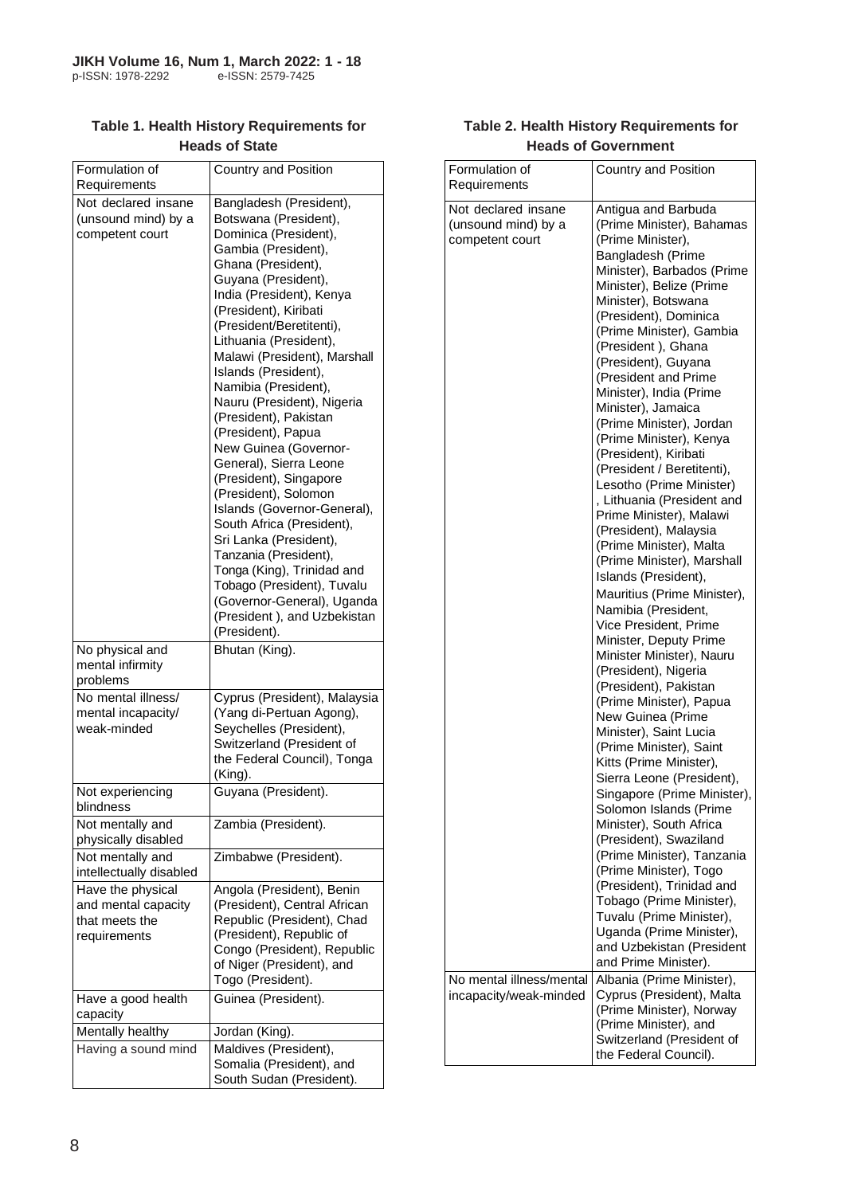**Table 1. Health History Requirements for Heads of State**

| Formulation of Requirements | Country and Position |
|---|---|
| Not declared insane (unsound mind) by a competent court | Bangladesh (President), Botswana (President), Dominica (President), Gambia (President), Ghana (President), Guyana (President), India (President), Kenya (President), Kiribati (President/Beretitenti), Lithuania (President), Malawi (President), Marshall Islands (President), Namibia (President), Nauru (President), Nigeria (President), Pakistan (President), Papua New Guinea (Governor-General), Sierra Leone (President), Singapore (President), Solomon Islands (Governor-General), South Africa (President), Sri Lanka (President), Tanzania (President), Tonga (King), Trinidad and Tobago (President), Tuvalu (Governor-General), Uganda (President ), and Uzbekistan (President). |
| No physical and mental infirmity problems | Bhutan (King). |
| No mental illness/ mental incapacity/ weak-minded | Cyprus (President), Malaysia (Yang di-Pertuan Agong), Seychelles (President), Switzerland (President of the Federal Council), Tonga (King). |
| Not experiencing blindness | Guyana (President). |
| Not mentally and physically disabled | Zambia (President). |
| Not mentally and intellectually disabled | Zimbabwe (President). |
| Have the physical and mental capacity that meets the requirements | Angola (President), Benin (President), Central African Republic (President), Chad (President), Republic of Congo (President), Republic of Niger (President), and Togo (President). |
| Have a good health capacity | Guinea (President). |
| Mentally healthy | Jordan (King). |
| Having a sound mind | Maldives (President), Somalia (President), and South Sudan (President). |

**Table 2. Health History Requirements for Heads of Government**

| Formulation of Requirements | Country and Position |
|---|---|
| Not declared insane (unsound mind) by a competent court | Antigua and Barbuda (Prime Minister), Bahamas (Prime Minister), Bangladesh (Prime Minister), Barbados (Prime Minister), Belize (Prime Minister), Botswana (President), Dominica (Prime Minister), Gambia (President ), Ghana (President), Guyana (President and Prime Minister), India (Prime Minister), Jamaica (Prime Minister), Jordan (Prime Minister), Kenya (President), Kiribati (President / Beretitenti), Lesotho (Prime Minister) , Lithuania (President and Prime Minister), Malawi (President), Malaysia (Prime Minister), Malta (Prime Minister), Marshall Islands (President), Mauritius (Prime Minister), Namibia (President, Vice President, Prime Minister, Deputy Prime Minister Minister), Nauru (President), Nigeria (President), Pakistan (Prime Minister), Papua New Guinea (Prime Minister), Saint Lucia (Prime Minister), Saint Kitts (Prime Minister), Sierra Leone (President), Singapore (Prime Minister), Solomon Islands (Prime Minister), South Africa (President), Swaziland (Prime Minister), Tanzania (Prime Minister), Togo (President), Trinidad and Tobago (Prime Minister), Tuvalu (Prime Minister), Uganda (Prime Minister), and Uzbekistan (President and Prime Minister). |
| No mental illness/mental incapacity/weak-minded | Albania (Prime Minister), Cyprus (President), Malta (Prime Minister), Norway (Prime Minister), and Switzerland (President of the Federal Council). |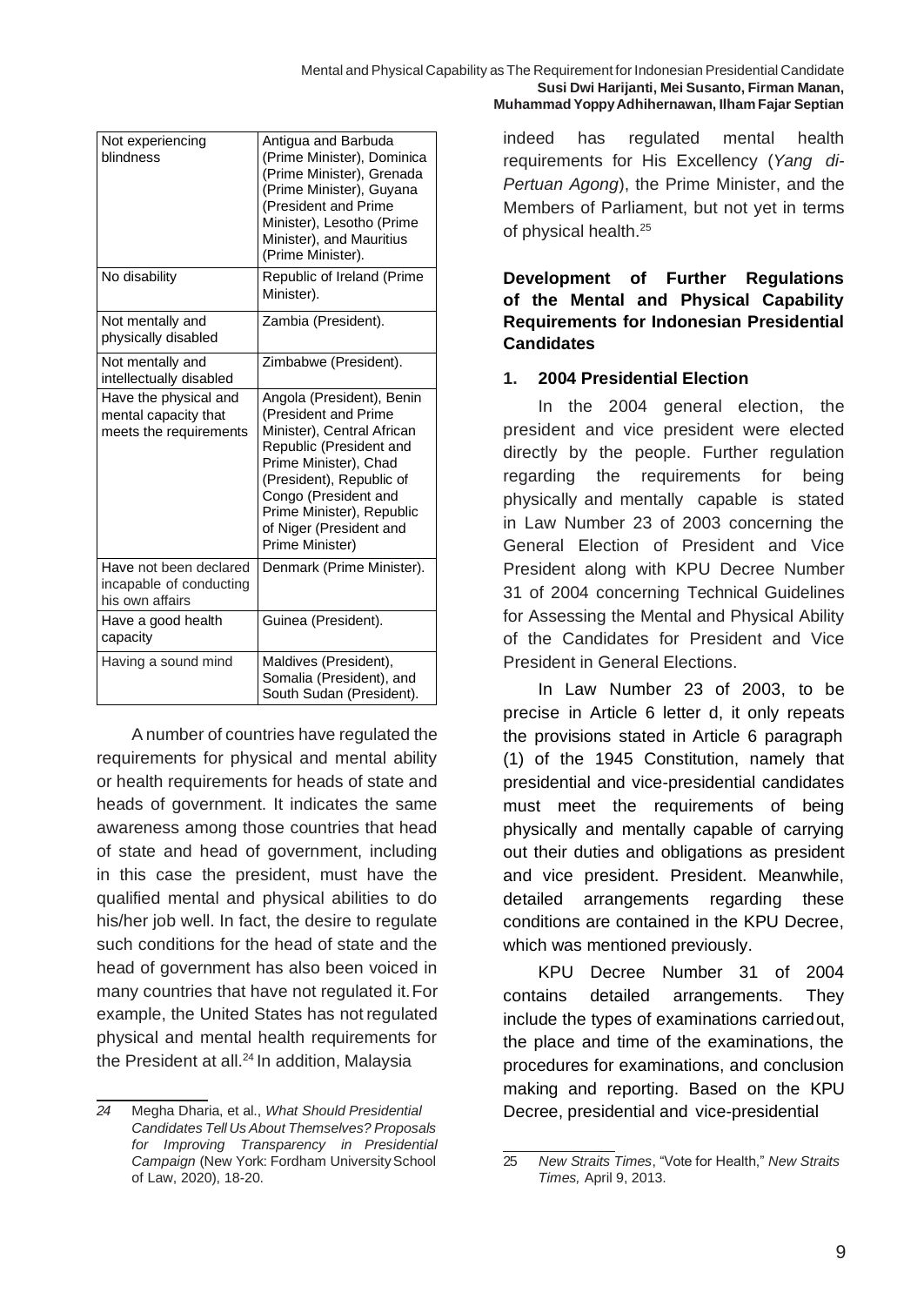| Not experiencing blindness | Antigua and Barbuda (Prime Minister), Dominica (Prime Minister), Grenada (Prime Minister), Guyana (President and Prime Minister), Lesotho (Prime Minister), and Mauritius (Prime Minister). |
|---|---|
| No disability | Republic of Ireland (Prime Minister). |
| Not mentally and physically disabled | Zambia (President). |
| Not mentally and intellectually disabled | Zimbabwe (President). |
| Have the physical and mental capacity that meets the requirements | Angola (President), Benin (President and Prime Minister), Central African Republic (President and Prime Minister), Chad (President), Republic of Congo (President and Prime Minister), Republic of Niger (President and Prime Minister) |
| Have not been declared incapable of conducting his own affairs | Denmark (Prime Minister). |
| Have a good health capacity | Guinea (President). |
| Having a sound mind | Maldives (President), Somalia (President), and South Sudan (President). |

A number of countries have regulated the requirements for physical and mental ability or health requirements for heads of state and heads of government. It indicates the same awareness among those countries that head of state and head of government, including in this case the president, must have the qualified mental and physical abilities to do his/her job well. In fact, the desire to regulate such conditions for the head of state and the head of government has also been voiced in many countries that have not regulated it. For example, the United States has not regulated physical and mental health requirements for the President at all.[24] In addition, Malaysia indeed has regulated mental health requirements for His Excellency (*Yang di-Pertuan Agong*), the Prime Minister, and the Members of Parliament, but not yet in terms of physical health.[25]

## Development of Further Regulations of the Mental and Physical Capability Requirements for Indonesian Presidential Candidates

### 1. 2004 Presidential Election

In the 2004 general election, the president and vice president were elected directly by the people. Further regulation regarding the requirements for being physically and mentally capable is stated in Law Number 23 of 2003 concerning the General Election of President and Vice President along with KPU Decree Number 31 of 2004 concerning Technical Guidelines for Assessing the Mental and Physical Ability of the Candidates for President and Vice President in General Elections.

In Law Number 23 of 2003, to be precise in Article 6 letter d, it only repeats the provisions stated in Article 6 paragraph (1) of the 1945 Constitution, namely that presidential and vice-presidential candidates must meet the requirements of being physically and mentally capable of carrying out their duties and obligations as president and vice president. President. Meanwhile, detailed arrangements regarding these conditions are contained in the KPU Decree, which was mentioned previously.

KPU Decree Number 31 of 2004 contains detailed arrangements. They include the types of examinations carried out, the place and time of the examinations, the procedures for examinations, and conclusion making and reporting. Based on the KPU Decree, presidential and vice-presidential

---

24 Megha Dharia, et al., *What Should Presidential Candidates Tell Us About Themselves? Proposals for Improving Transparency in Presidential Campaign* (New York: Fordham University School of Law, 2020), 18-20.

25 *New Straits Times*, "Vote for Health," *New Straits Times,* April 9, 2013.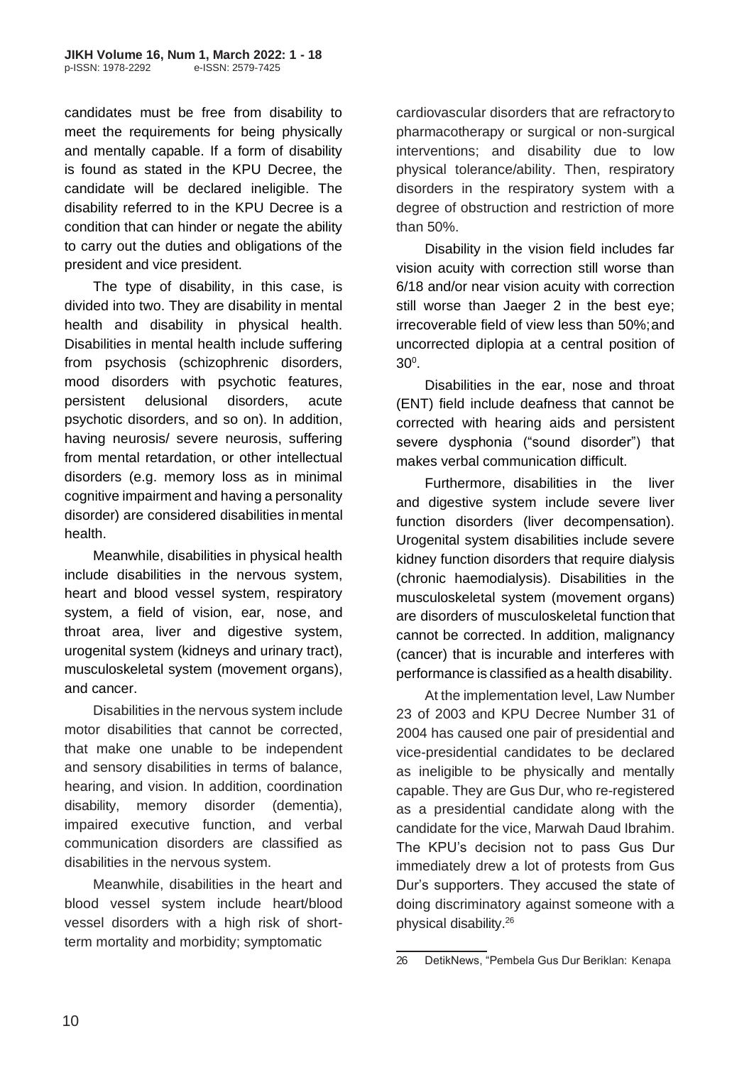candidates must be free from disability to meet the requirements for being physically and mentally capable. If a form of disability is found as stated in the KPU Decree, the candidate will be declared ineligible. The disability referred to in the KPU Decree is a condition that can hinder or negate the ability to carry out the duties and obligations of the president and vice president.

The type of disability, in this case, is divided into two. They are disability in mental health and disability in physical health. Disabilities in mental health include suffering from psychosis (schizophrenic disorders, mood disorders with psychotic features, persistent delusional disorders, acute psychotic disorders, and so on). In addition, having neurosis/ severe neurosis, suffering from mental retardation, or other intellectual disorders (e.g. memory loss as in minimal cognitive impairment and having a personality disorder) are considered disabilities in mental health.

Meanwhile, disabilities in physical health include disabilities in the nervous system, heart and blood vessel system, respiratory system, a field of vision, ear, nose, and throat area, liver and digestive system, urogenital system (kidneys and urinary tract), musculoskeletal system (movement organs), and cancer.

Disabilities in the nervous system include motor disabilities that cannot be corrected, that make one unable to be independent and sensory disabilities in terms of balance, hearing, and vision. In addition, coordination disability, memory disorder (dementia), impaired executive function, and verbal communication disorders are classified as disabilities in the nervous system.

Meanwhile, disabilities in the heart and blood vessel system include heart/blood vessel disorders with a high risk of short-term mortality and morbidity; symptomatic cardiovascular disorders that are refractory to pharmacotherapy or surgical or non-surgical interventions; and disability due to low physical tolerance/ability. Then, respiratory disorders in the respiratory system with a degree of obstruction and restriction of more than 50%.

Disability in the vision field includes far vision acuity with correction still worse than 6/18 and/or near vision acuity with correction still worse than Jaeger 2 in the best eye; irrecoverable field of view less than 50%; and uncorrected diplopia at a central position of $30^0$.

Disabilities in the ear, nose and throat (ENT) field include deafness that cannot be corrected with hearing aids and persistent severe dysphonia ("sound disorder") that makes verbal communication difficult.

Furthermore, disabilities in the liver and digestive system include severe liver function disorders (liver decompensation). Urogenital system disabilities include severe kidney function disorders that require dialysis (chronic haemodialysis). Disabilities in the musculoskeletal system (movement organs) are disorders of musculoskeletal function that cannot be corrected. In addition, malignancy (cancer) that is incurable and interferes with performance is classified as a health disability.

At the implementation level, Law Number 23 of 2003 and KPU Decree Number 31 of 2004 has caused one pair of presidential and vice-presidential candidates to be declared as ineligible to be physically and mentally capable. They are Gus Dur, who re-registered as a presidential candidate along with the candidate for the vice, Marwah Daud Ibrahim. The KPU's decision not to pass Gus Dur immediately drew a lot of protests from Gus Dur's supporters. They accused the state of doing discriminatory against someone with a physical disability.[26]

---

26 DetikNews, "Pembela Gus Dur Beriklan: Kenapa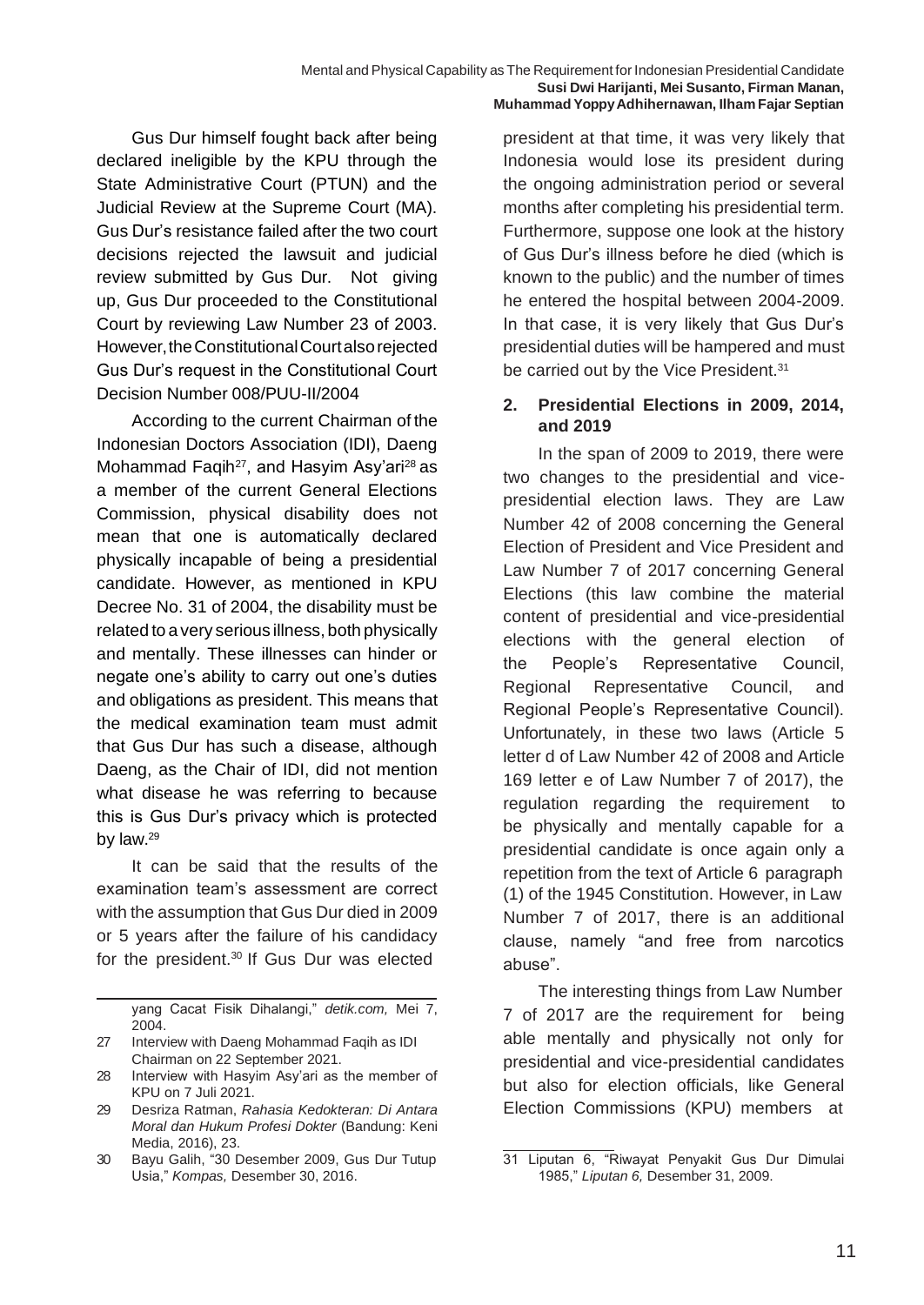Gus Dur himself fought back after being declared ineligible by the KPU through the State Administrative Court (PTUN) and the Judicial Review at the Supreme Court (MA). Gus Dur's resistance failed after the two court decisions rejected the lawsuit and judicial review submitted by Gus Dur. Not giving up, Gus Dur proceeded to the Constitutional Court by reviewing Law Number 23 of 2003. However, the Constitutional Court also rejected Gus Dur's request in the Constitutional Court Decision Number 008/PUU-II/2004

According to the current Chairman of the Indonesian Doctors Association (IDI), Daeng Mohammad Faqih[27], and Hasyim Asy'ari[28] as a member of the current General Elections Commission, physical disability does not mean that one is automatically declared physically incapable of being a presidential candidate. However, as mentioned in KPU Decree No. 31 of 2004, the disability must be related to a very serious illness, both physically and mentally. These illnesses can hinder or negate one's ability to carry out one's duties and obligations as president. This means that the medical examination team must admit that Gus Dur has such a disease, although Daeng, as the Chair of IDI, did not mention what disease he was referring to because this is Gus Dur's privacy which is protected by law.[29]

It can be said that the results of the examination team's assessment are correct with the assumption that Gus Dur died in 2009 or 5 years after the failure of his candidacy for the president.[30] If Gus Dur was elected president at that time, it was very likely that Indonesia would lose its president during the ongoing administration period or several months after completing his presidential term. Furthermore, suppose one look at the history of Gus Dur's illness before he died (which is known to the public) and the number of times he entered the hospital between 2004-2009. In that case, it is very likely that Gus Dur's presidential duties will be hampered and must be carried out by the Vice President.[31]

## 2. Presidential Elections in 2009, 2014, and 2019

In the span of 2009 to 2019, there were two changes to the presidential and vice-presidential election laws. They are Law Number 42 of 2008 concerning the General Election of President and Vice President and Law Number 7 of 2017 concerning General Elections (this law combine the material content of presidential and vice-presidential elections with the general election of the People's Representative Council, Regional Representative Council, and Regional People's Representative Council). Unfortunately, in these two laws (Article 5 letter d of Law Number 42 of 2008 and Article 169 letter e of Law Number 7 of 2017), the regulation regarding the requirement to be physically and mentally capable for a presidential candidate is once again only a repetition from the text of Article 6 paragraph (1) of the 1945 Constitution. However, in Law Number 7 of 2017, there is an additional clause, namely "and free from narcotics abuse".

The interesting things from Law Number 7 of 2017 are the requirement for being able mentally and physically not only for presidential and vice-presidential candidates but also for election officials, like General Election Commissions (KPU) members at

---

yang Cacat Fisik Dihalangi," *detik.com,* Mei 7, 2004.

27 Interview with Daeng Mohammad Faqih as IDI Chairman on 22 September 2021.

28 Interview with Hasyim Asy'ari as the member of KPU on 7 Juli 2021.

29 Desriza Ratman, *Rahasia Kedokteran: Di Antara Moral dan Hukum Profesi Dokter* (Bandung: Keni Media, 2016), 23.

30 Bayu Galih, "30 Desember 2009, Gus Dur Tutup Usia," *Kompas,* Desember 30, 2016.

31 Liputan 6, "Riwayat Penyakit Gus Dur Dimulai 1985," *Liputan 6,* Desember 31, 2009.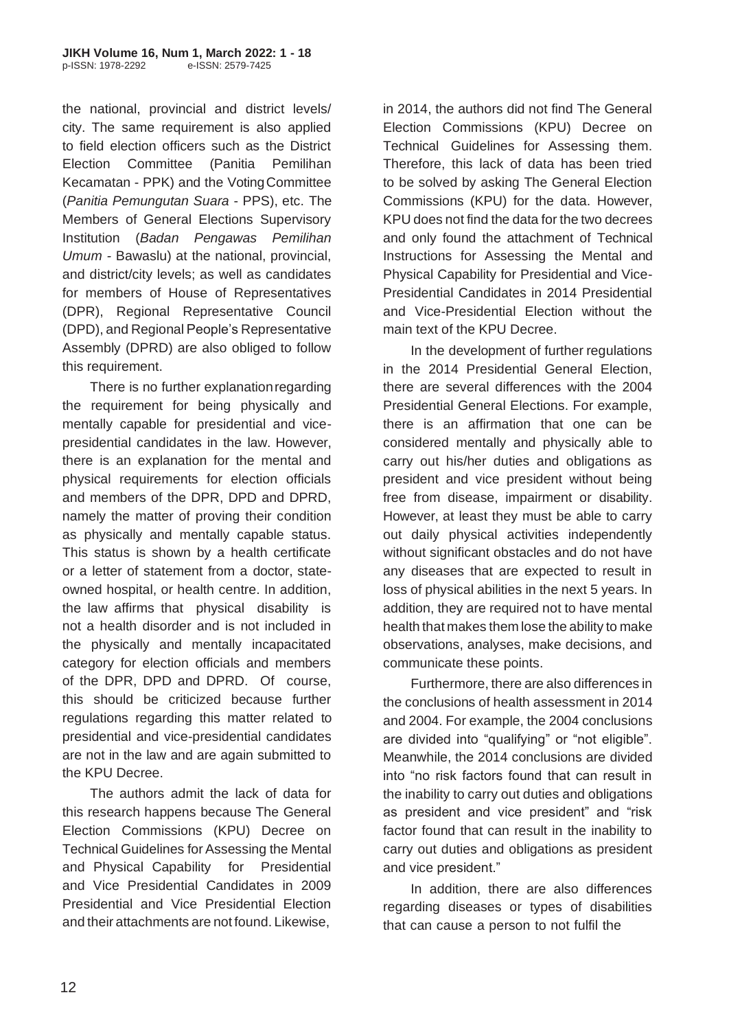the national, provincial and district levels/ city. The same requirement is also applied to field election officers such as the District Election Committee (Panitia Pemilihan Kecamatan - PPK) and the Voting Committee (*Panitia Pemungutan Suara* - PPS), etc. The Members of General Elections Supervisory Institution (*Badan Pengawas Pemilihan Umum* - Bawaslu) at the national, provincial, and district/city levels; as well as candidates for members of House of Representatives (DPR), Regional Representative Council (DPD), and Regional People's Representative Assembly (DPRD) are also obliged to follow this requirement.

There is no further explanation regarding the requirement for being physically and mentally capable for presidential and vice-presidential candidates in the law. However, there is an explanation for the mental and physical requirements for election officials and members of the DPR, DPD and DPRD, namely the matter of proving their condition as physically and mentally capable status. This status is shown by a health certificate or a letter of statement from a doctor, state-owned hospital, or health centre. In addition, the law affirms that physical disability is not a health disorder and is not included in the physically and mentally incapacitated category for election officials and members of the DPR, DPD and DPRD. Of course, this should be criticized because further regulations regarding this matter related to presidential and vice-presidential candidates are not in the law and are again submitted to the KPU Decree.

The authors admit the lack of data for this research happens because The General Election Commissions (KPU) Decree on Technical Guidelines for Assessing the Mental and Physical Capability for Presidential and Vice Presidential Candidates in 2009 Presidential and Vice Presidential Election and their attachments are not found. Likewise, in 2014, the authors did not find The General Election Commissions (KPU) Decree on Technical Guidelines for Assessing them. Therefore, this lack of data has been tried to be solved by asking The General Election Commissions (KPU) for the data. However, KPU does not find the data for the two decrees and only found the attachment of Technical Instructions for Assessing the Mental and Physical Capability for Presidential and Vice-Presidential Candidates in 2014 Presidential and Vice-Presidential Election without the main text of the KPU Decree.

In the development of further regulations in the 2014 Presidential General Election, there are several differences with the 2004 Presidential General Elections. For example, there is an affirmation that one can be considered mentally and physically able to carry out his/her duties and obligations as president and vice president without being free from disease, impairment or disability. However, at least they must be able to carry out daily physical activities independently without significant obstacles and do not have any diseases that are expected to result in loss of physical abilities in the next 5 years. In addition, they are required not to have mental health that makes them lose the ability to make observations, analyses, make decisions, and communicate these points.

Furthermore, there are also differences in the conclusions of health assessment in 2014 and 2004. For example, the 2004 conclusions are divided into "qualifying" or "not eligible". Meanwhile, the 2014 conclusions are divided into "no risk factors found that can result in the inability to carry out duties and obligations as president and vice president" and "risk factor found that can result in the inability to carry out duties and obligations as president and vice president."

In addition, there are also differences regarding diseases or types of disabilities that can cause a person to not fulfil the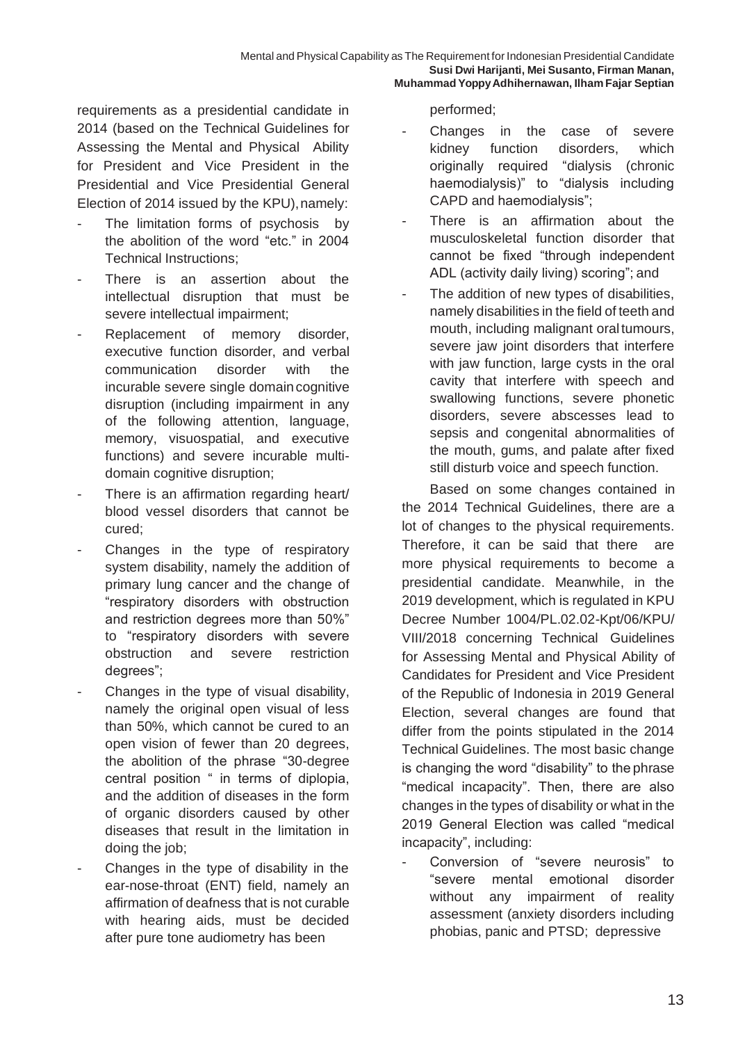requirements as a presidential candidate in 2014 (based on the Technical Guidelines for Assessing the Mental and Physical Ability for President and Vice President in the Presidential and Vice Presidential General Election of 2014 issued by the KPU), namely:

- The limitation forms of psychosis by the abolition of the word “etc.” in 2004 Technical Instructions;
- There is an assertion about the intellectual disruption that must be severe intellectual impairment;
- Replacement of memory disorder, executive function disorder, and verbal communication disorder with the incurable severe single domain cognitive disruption (including impairment in any of the following attention, language, memory, visuospatial, and executive functions) and severe incurable multi-domain cognitive disruption;
- There is an affirmation regarding heart/ blood vessel disorders that cannot be cured;
- Changes in the type of respiratory system disability, namely the addition of primary lung cancer and the change of “respiratory disorders with obstruction and restriction degrees more than 50%” to “respiratory disorders with severe obstruction and severe restriction degrees”;
- Changes in the type of visual disability, namely the original open visual of less than 50%, which cannot be cured to an open vision of fewer than 20 degrees, the abolition of the phrase “30-degree central position “ in terms of diplopia, and the addition of diseases in the form of organic disorders caused by other diseases that result in the limitation in doing the job;
- Changes in the type of disability in the ear-nose-throat (ENT) field, namely an affirmation of deafness that is not curable with hearing aids, must be decided after pure tone audiometry has been performed;
- Changes in the case of severe kidney function disorders, which originally required “dialysis (chronic haemodialysis)” to “dialysis including CAPD and haemodialysis”;
- There is an affirmation about the musculoskeletal function disorder that cannot be fixed “through independent ADL (activity daily living) scoring”; and
- The addition of new types of disabilities, namely disabilities in the field of teeth and mouth, including malignant oral tumours, severe jaw joint disorders that interfere with jaw function, large cysts in the oral cavity that interfere with speech and swallowing functions, severe phonetic disorders, severe abscesses lead to sepsis and congenital abnormalities of the mouth, gums, and palate after fixed still disturb voice and speech function.

Based on some changes contained in the 2014 Technical Guidelines, there are a lot of changes to the physical requirements. Therefore, it can be said that there are more physical requirements to become a presidential candidate. Meanwhile, in the 2019 development, which is regulated in KPU Decree Number 1004/PL.02.02-Kpt/06/KPU/ VIII/2018 concerning Technical Guidelines for Assessing Mental and Physical Ability of Candidates for President and Vice President of the Republic of Indonesia in 2019 General Election, several changes are found that differ from the points stipulated in the 2014 Technical Guidelines. The most basic change is changing the word “disability” to the phrase “medical incapacity”. Then, there are also changes in the types of disability or what in the 2019 General Election was called “medical incapacity”, including:

- Conversion of “severe neurosis” to “severe mental emotional disorder without any impairment of reality assessment (anxiety disorders including phobias, panic and PTSD; depressive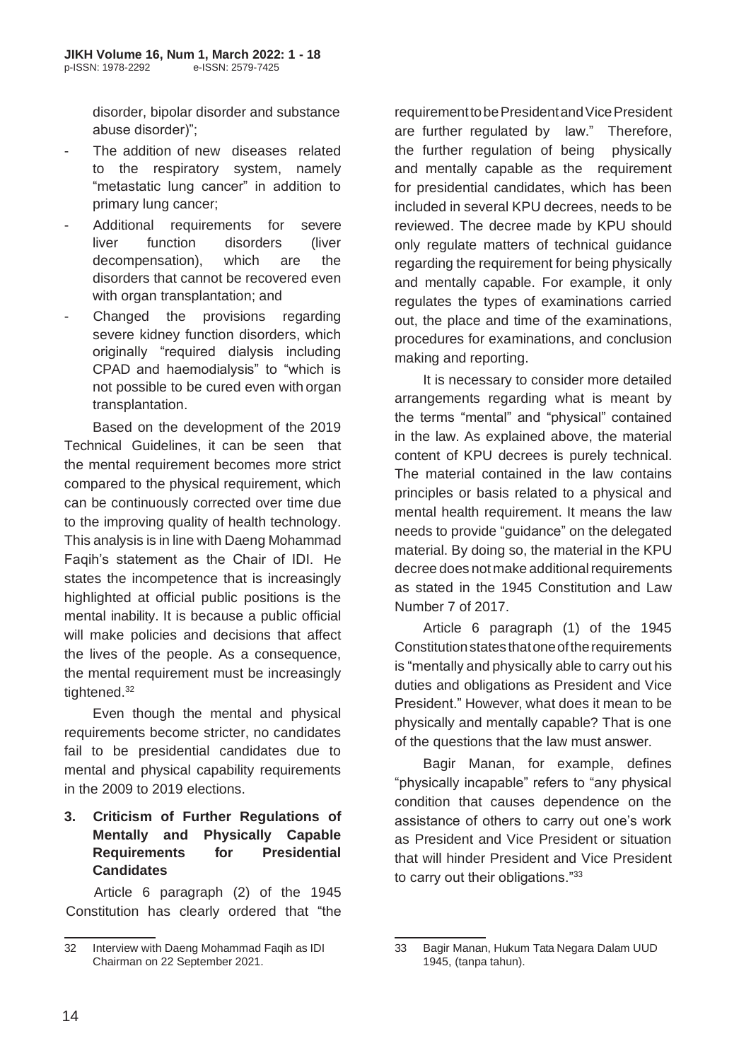disorder, bipolar disorder and substance abuse disorder)";

- The addition of new diseases related to the respiratory system, namely "metastatic lung cancer" in addition to primary lung cancer;
- Additional requirements for severe liver function disorders (liver decompensation), which are the disorders that cannot be recovered even with organ transplantation; and
- Changed the provisions regarding severe kidney function disorders, which originally "required dialysis including CPAD and haemodialysis" to "which is not possible to be cured even with organ transplantation.

Based on the development of the 2019 Technical Guidelines, it can be seen that the mental requirement becomes more strict compared to the physical requirement, which can be continuously corrected over time due to the improving quality of health technology. This analysis is in line with Daeng Mohammad Faqih's statement as the Chair of IDI. He states the incompetence that is increasingly highlighted at official public positions is the mental inability. It is because a public official will make policies and decisions that affect the lives of the people. As a consequence, the mental requirement must be increasingly tightened.[32]

Even though the mental and physical requirements become stricter, no candidates fail to be presidential candidates due to mental and physical capability requirements in the 2009 to 2019 elections.

### 3. Criticism of Further Regulations of Mentally and Physically Capable Requirements for Presidential Candidates

Article 6 paragraph (2) of the 1945 Constitution has clearly ordered that "the requirement to be President and Vice President are further regulated by law." Therefore, the further regulation of being physically and mentally capable as the requirement for presidential candidates, which has been included in several KPU decrees, needs to be reviewed. The decree made by KPU should only regulate matters of technical guidance regarding the requirement for being physically and mentally capable. For example, it only regulates the types of examinations carried out, the place and time of the examinations, procedures for examinations, and conclusion making and reporting.

It is necessary to consider more detailed arrangements regarding what is meant by the terms "mental" and "physical" contained in the law. As explained above, the material content of KPU decrees is purely technical. The material contained in the law contains principles or basis related to a physical and mental health requirement. It means the law needs to provide "guidance" on the delegated material. By doing so, the material in the KPU decree does not make additional requirements as stated in the 1945 Constitution and Law Number 7 of 2017.

Article 6 paragraph (1) of the 1945 Constitution states that one of the requirements is "mentally and physically able to carry out his duties and obligations as President and Vice President." However, what does it mean to be physically and mentally capable? That is one of the questions that the law must answer.

Bagir Manan, for example, defines "physically incapable" refers to "any physical condition that causes dependence on the assistance of others to carry out one's work as President and Vice President or situation that will hinder President and Vice President to carry out their obligations."[33]

---

32 Interview with Daeng Mohammad Faqih as IDI Chairman on 22 September 2021.

33 Bagir Manan, Hukum Tata Negara Dalam UUD 1945, (tanpa tahun).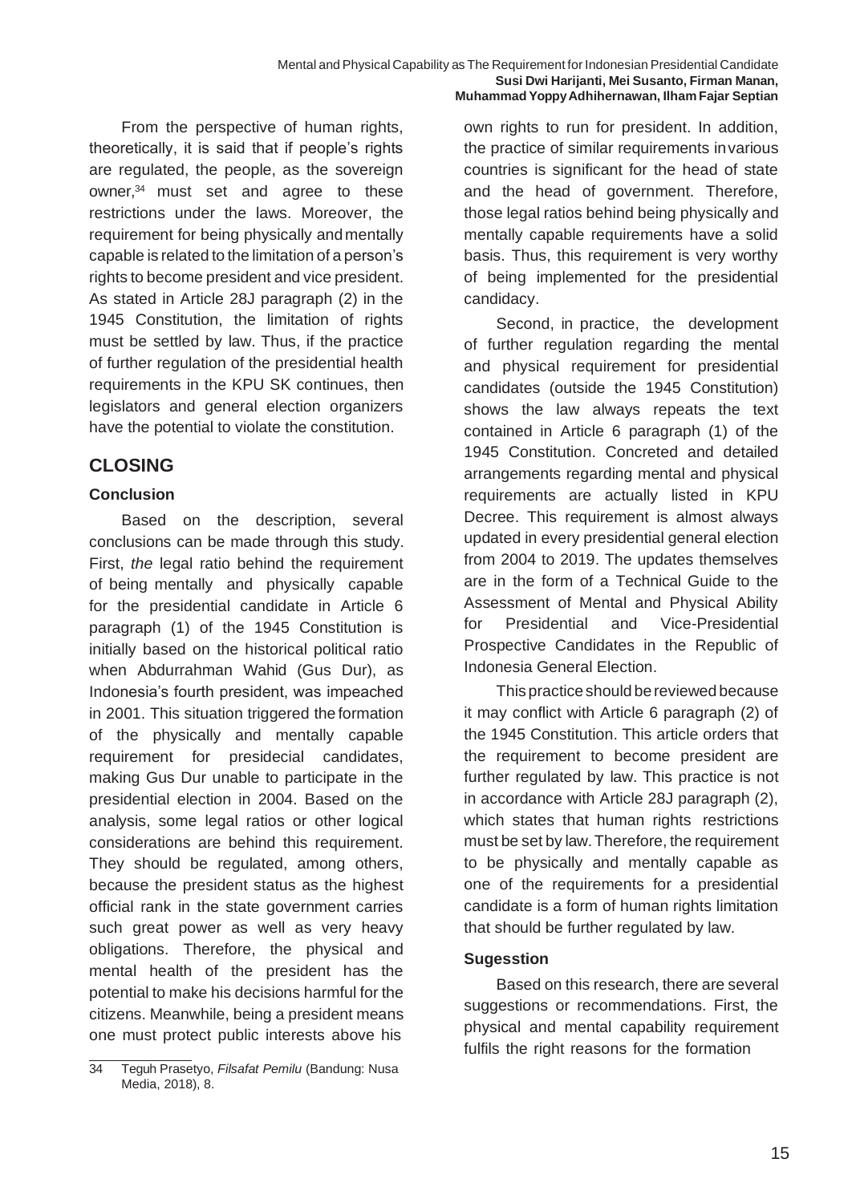From the perspective of human rights, theoretically, it is said that if people's rights are regulated, the people, as the sovereign owner,[34] must set and agree to these restrictions under the laws. Moreover, the requirement for being physically and mentally capable is related to the limitation of a person's rights to become president and vice president. As stated in Article 28J paragraph (2) in the 1945 Constitution, the limitation of rights must be settled by law. Thus, if the practice of further regulation of the presidential health requirements in the KPU SK continues, then legislators and general election organizers have the potential to violate the constitution.

## CLOSING

### Conclusion

Based on the description, several conclusions can be made through this study. First, *the* legal ratio behind the requirement of being mentally and physically capable for the presidential candidate in Article 6 paragraph (1) of the 1945 Constitution is initially based on the historical political ratio when Abdurrahman Wahid (Gus Dur), as Indonesia's fourth president, was impeached in 2001. This situation triggered the formation of the physically and mentally capable requirement for presidecial candidates, making Gus Dur unable to participate in the presidential election in 2004. Based on the analysis, some legal ratios or other logical considerations are behind this requirement. They should be regulated, among others, because the president status as the highest official rank in the state government carries such great power as well as very heavy obligations. Therefore, the physical and mental health of the president has the potential to make his decisions harmful for the citizens. Meanwhile, being a president means one must protect public interests above his own rights to run for president. In addition, the practice of similar requirements in various countries is significant for the head of state and the head of government. Therefore, those legal ratios behind being physically and mentally capable requirements have a solid basis. Thus, this requirement is very worthy of being implemented for the presidential candidacy.

Second, in practice, the development of further regulation regarding the mental and physical requirement for presidential candidates (outside the 1945 Constitution) shows the law always repeats the text contained in Article 6 paragraph (1) of the 1945 Constitution. Concreted and detailed arrangements regarding mental and physical requirements are actually listed in KPU Decree. This requirement is almost always updated in every presidential general election from 2004 to 2019. The updates themselves are in the form of a Technical Guide to the Assessment of Mental and Physical Ability for Presidential and Vice-Presidential Prospective Candidates in the Republic of Indonesia General Election.

This practice should be reviewed because it may conflict with Article 6 paragraph (2) of the 1945 Constitution. This article orders that the requirement to become president are further regulated by law. This practice is not in accordance with Article 28J paragraph (2), which states that human rights restrictions must be set by law. Therefore, the requirement to be physically and mentally capable as one of the requirements for a presidential candidate is a form of human rights limitation that should be further regulated by law.

### Sugesstion

Based on this research, there are several suggestions or recommendations. First, the physical and mental capability requirement fulfils the right reasons for the formation

---

[34] Teguh Prasetyo, *Filsafat Pemilu* (Bandung: Nusa Media, 2018), 8.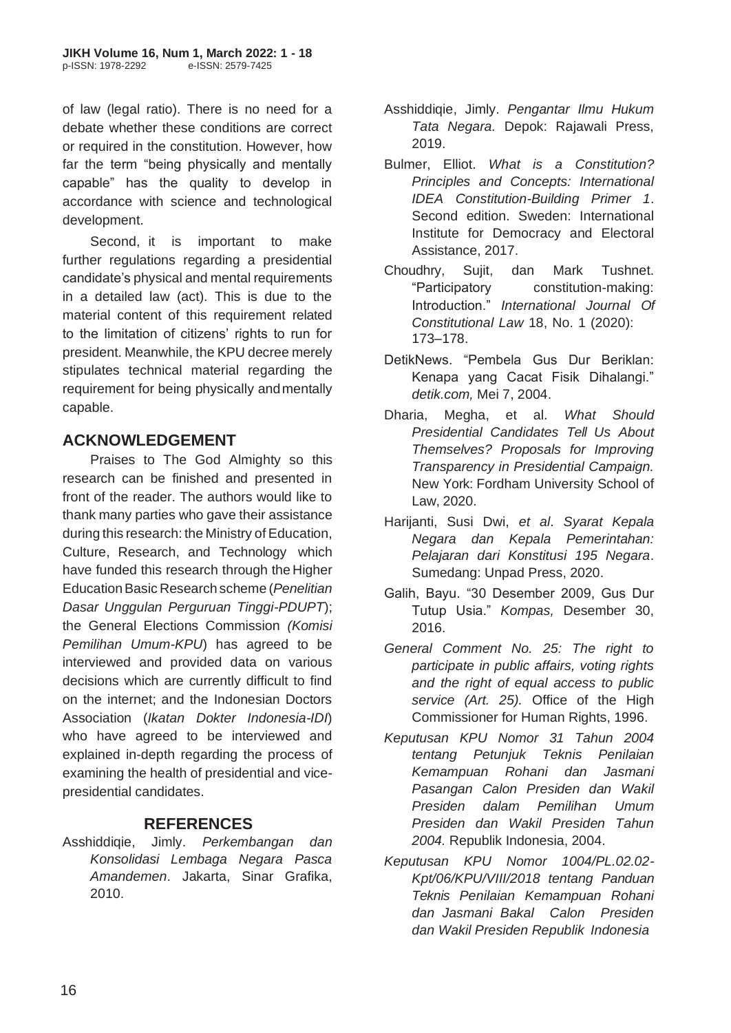of law (legal ratio). There is no need for a debate whether these conditions are correct or required in the constitution. However, how far the term "being physically and mentally capable" has the quality to develop in accordance with science and technological development.

Second, it is important to make further regulations regarding a presidential candidate's physical and mental requirements in a detailed law (act). This is due to the material content of this requirement related to the limitation of citizens' rights to run for president. Meanwhile, the KPU decree merely stipulates technical material regarding the requirement for being physically and mentally capable.

## ACKNOWLEDGEMENT

Praises to The God Almighty so this research can be finished and presented in front of the reader. The authors would like to thank many parties who gave their assistance during this research: the Ministry of Education, Culture, Research, and Technology which have funded this research through the Higher Education Basic Research scheme (*Penelitian Dasar Unggulan Perguruan Tinggi-PDUPT*); the General Elections Commission *(Komisi Pemilihan Umum-KPU*) has agreed to be interviewed and provided data on various decisions which are currently difficult to find on the internet; and the Indonesian Doctors Association (*Ikatan Dokter Indonesia-IDI*) who have agreed to be interviewed and explained in-depth regarding the process of examining the health of presidential and vice-presidential candidates.

## REFERENCES

Asshiddiqie, Jimly. *Perkembangan dan Konsolidasi Lembaga Negara Pasca Amandemen*. Jakarta, Sinar Grafika, 2010.

Asshiddiqie, Jimly. *Pengantar Ilmu Hukum Tata Negara.* Depok: Rajawali Press, 2019.

Bulmer, Elliot. *What is a Constitution? Principles and Concepts: International IDEA Constitution-Building Primer 1*. Second edition. Sweden: International Institute for Democracy and Electoral Assistance, 2017.

Choudhry, Sujit, dan Mark Tushnet. "Participatory constitution-making: Introduction." *International Journal Of Constitutional Law* 18, No. 1 (2020): 173–178.

DetikNews. "Pembela Gus Dur Beriklan: Kenapa yang Cacat Fisik Dihalangi." *detik.com,* Mei 7, 2004.

Dharia, Megha, et al. *What Should Presidential Candidates Tell Us About Themselves? Proposals for Improving Transparency in Presidential Campaign.* New York: Fordham University School of Law, 2020.

Harijanti, Susi Dwi, *et al*. *Syarat Kepala Negara dan Kepala Pemerintahan: Pelajaran dari Konstitusi 195 Negara*. Sumedang: Unpad Press, 2020.

Galih, Bayu. "30 Desember 2009, Gus Dur Tutup Usia." *Kompas,* Desember 30, 2016.

*General Comment No. 25: The right to participate in public affairs, voting rights and the right of equal access to public service (Art. 25).* Office of the High Commissioner for Human Rights, 1996.

*Keputusan KPU Nomor 31 Tahun 2004 tentang Petunjuk Teknis Penilaian Kemampuan Rohani dan Jasmani Pasangan Calon Presiden dan Wakil Presiden dalam Pemilihan Umum Presiden dan Wakil Presiden Tahun 2004.* Republik Indonesia, 2004.

*Keputusan KPU Nomor 1004/PL.02.02-Kpt/06/KPU/VIII/2018 tentang Panduan Teknis Penilaian Kemampuan Rohani dan Jasmani Bakal Calon Presiden dan Wakil Presiden Republik Indonesia*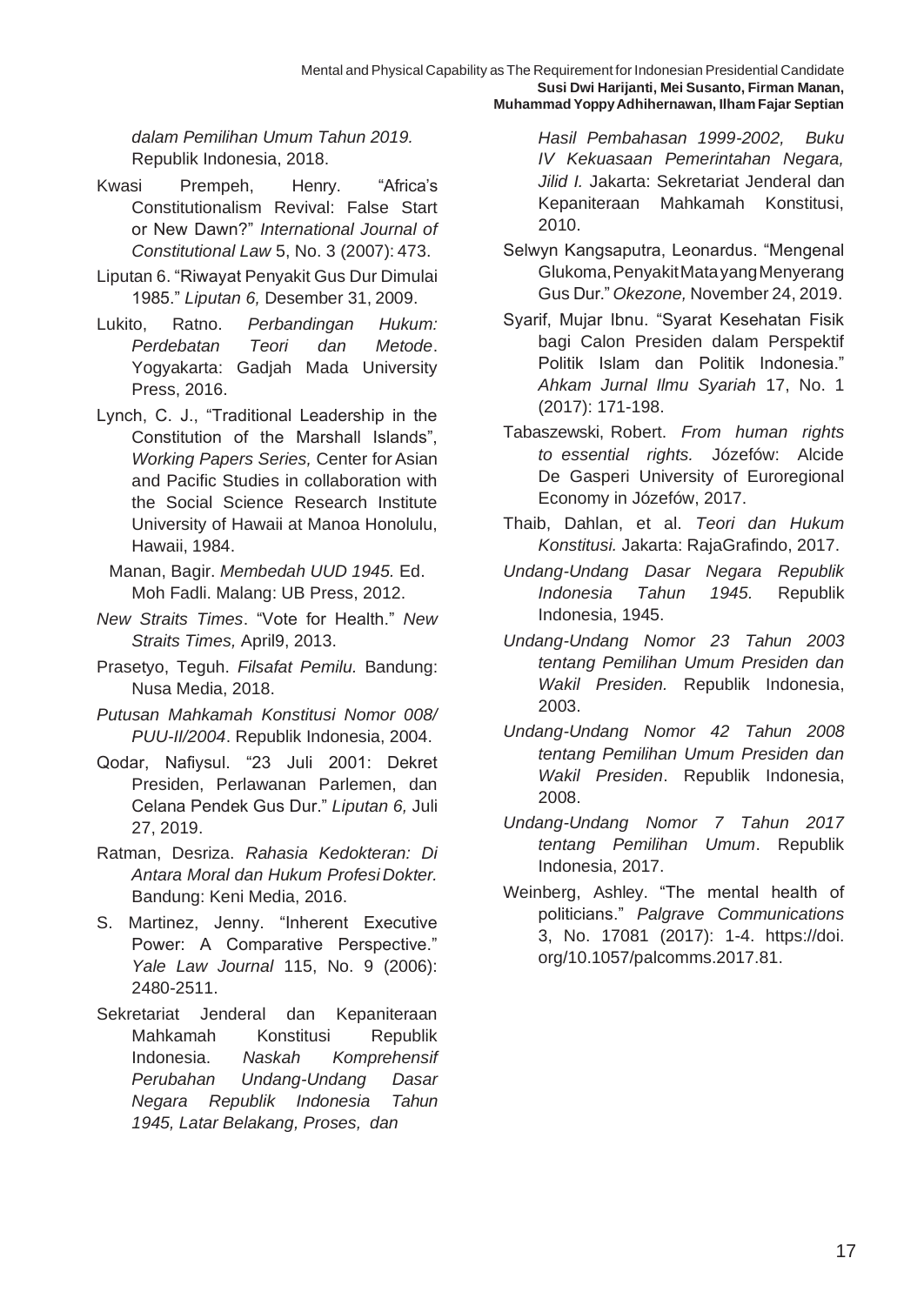*dalam Pemilihan Umum Tahun 2019.* Republik Indonesia, 2018.

Kwasi Prempeh, Henry. "Africa's Constitutionalism Revival: False Start or New Dawn?" *International Journal of Constitutional Law* 5, No. 3 (2007): 473.

Liputan 6. "Riwayat Penyakit Gus Dur Dimulai 1985." *Liputan 6,* Desember 31, 2009.

Lukito, Ratno. *Perbandingan Hukum: Perdebatan Teori dan Metode*. Yogyakarta: Gadjah Mada University Press, 2016.

Lynch, C. J., "Traditional Leadership in the Constitution of the Marshall Islands", *Working Papers Series,* Center for Asian and Pacific Studies in collaboration with the Social Science Research Institute University of Hawaii at Manoa Honolulu, Hawaii, 1984.

Manan, Bagir. *Membedah UUD 1945.* Ed. Moh Fadli. Malang: UB Press, 2012.

*New Straits Times*. "Vote for Health." *New Straits Times,* April9, 2013.

Prasetyo, Teguh. *Filsafat Pemilu.* Bandung: Nusa Media, 2018.

*Putusan Mahkamah Konstitusi Nomor 008/ PUU-II/2004*. Republik Indonesia, 2004.

Qodar, Nafiysul. "23 Juli 2001: Dekret Presiden, Perlawanan Parlemen, dan Celana Pendek Gus Dur." *Liputan 6,* Juli 27, 2019.

Ratman, Desriza. *Rahasia Kedokteran: Di Antara Moral dan Hukum Profesi Dokter.* Bandung: Keni Media, 2016.

S. Martinez, Jenny. "Inherent Executive Power: A Comparative Perspective." *Yale Law Journal* 115, No. 9 (2006): 2480-2511.

Sekretariat Jenderal dan Kepaniteraan Mahkamah Konstitusi Republik Indonesia. *Naskah Komprehensif Perubahan Undang-Undang Dasar Negara Republik Indonesia Tahun 1945, Latar Belakang, Proses, dan Hasil Pembahasan 1999-2002, Buku IV Kekuasaan Pemerintahan Negara, Jilid I.* Jakarta: Sekretariat Jenderal dan Kepaniteraan Mahkamah Konstitusi, 2010.

Selwyn Kangsaputra, Leonardus. "Mengenal Glukoma, Penyakit Mata yang Menyerang Gus Dur." *Okezone,* November 24, 2019.

Syarif, Mujar Ibnu. "Syarat Kesehatan Fisik bagi Calon Presiden dalam Perspektif Politik Islam dan Politik Indonesia." *Ahkam Jurnal Ilmu Syariah* 17, No. 1 (2017): 171-198.

Tabaszewski, Robert. *From human rights to essential rights.* Józefów: Alcide De Gasperi University of Euroregional Economy in Józefów, 2017.

Thaib, Dahlan, et al. *Teori dan Hukum Konstitusi.* Jakarta: RajaGrafindo, 2017.

*Undang-Undang Dasar Negara Republik Indonesia Tahun 1945.* Republik Indonesia, 1945.

*Undang-Undang Nomor 23 Tahun 2003 tentang Pemilihan Umum Presiden dan Wakil Presiden.* Republik Indonesia, 2003.

*Undang-Undang Nomor 42 Tahun 2008 tentang Pemilihan Umum Presiden dan Wakil Presiden*. Republik Indonesia, 2008.

*Undang-Undang Nomor 7 Tahun 2017 tentang Pemilihan Umum*. Republik Indonesia, 2017.

Weinberg, Ashley. "The mental health of politicians." *Palgrave Communications* 3, No. 17081 (2017): 1-4. https://doi.org/10.1057/palcomms.2017.81.